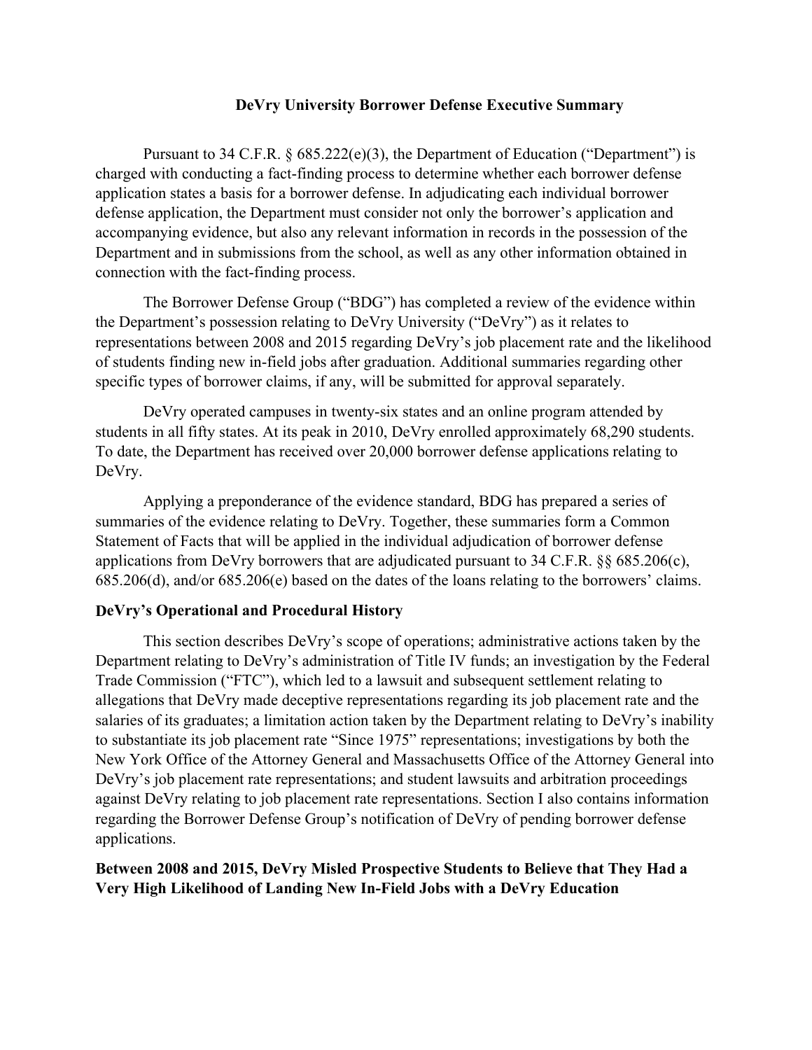# DeVry University Borrower Defense Executive Summary

Pursuant to 34 C.F.R. § 685.222(e)(3), the Department of Education ("Department") is charged with conducting a fact-finding process to determine whether each borrower defense application states a basis for a borrower defense. In adjudicating each individual borrower defense application, the Department must consider not only the borrower's application and accompanying evidence, but also any relevant information in records in the possession of the Department and in submissions from the school, as well as any other information obtained in connection with the fact-finding process.

The Borrower Defense Group ("BDG") has completed a review of the evidence within the Department's possession relating to DeVry University ("DeVry") as it relates to representations between 2008 and 2015 regarding DeVry's job placement rate and the likelihood of students finding new in-field jobs after graduation. Additional summaries regarding other specific types of borrower claims, if any, will be submitted for approval separately.

DeVry operated campuses in twenty-six states and an online program attended by students in all fifty states. At its peak in 2010, DeVry enrolled approximately 68,290 students. To date, the Department has received over 20,000 borrower defense applications relating to DeVry.

Applying a preponderance of the evidence standard, BDG has prepared a series of summaries of the evidence relating to DeVry. Together, these summaries form a Common Statement of Facts that will be applied in the individual adjudication of borrower defense applications from DeVry borrowers that are adjudicated pursuant to 34 C.F.R. §§ 685.206(c), 685.206(d), and/or 685.206(e) based on the dates of the loans relating to the borrowers' claims.

**DeVry's Operational and Procedural History**

This section describes DeVry's scope of operations; administrative actions taken by the Department relating to DeVry's administration of Title IV funds; an investigation by the Federal Trade Commission ("FTC"), which led to a lawsuit and subsequent settlement relating to allegations that DeVry made deceptive representations regarding its job placement rate and the salaries of its graduates; a limitation action taken by the Department relating to DeVry's inability to substantiate its job placement rate "Since 1975" representations; investigations by both the New York Office of the Attorney General and Massachusetts Office of the Attorney General into DeVry's job placement rate representations; and student lawsuits and arbitration proceedings against DeVry relating to job placement rate representations. Section I also contains information regarding the Borrower Defense Group's notification of DeVry of pending borrower defense applications.

**Between 2008 and 2015, DeVry Misled Prospective Students to Believe that They Had a Very High Likelihood of Landing New In-Field Jobs with a DeVry Education**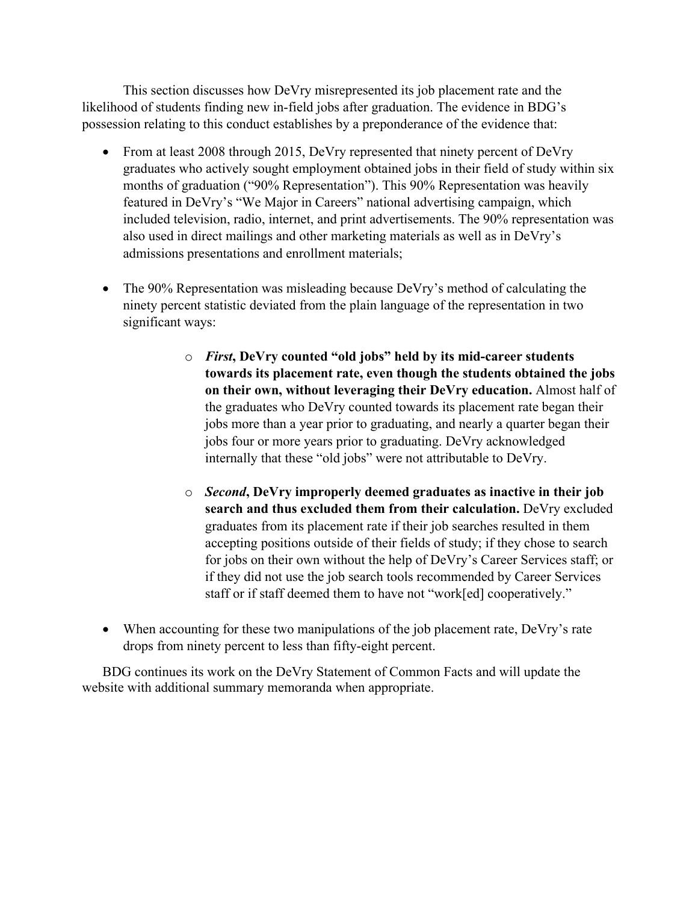This section discusses how DeVry misrepresented its job placement rate and the likelihood of students finding new in-field jobs after graduation. The evidence in BDG's possession relating to this conduct establishes by a preponderance of the evidence that:

- From at least 2008 through 2015, DeVry represented that ninety percent of DeVry graduates who actively sought employment obtained jobs in their field of study within six months of graduation ("90% Representation"). This 90% Representation was heavily featured in DeVry's "We Major in Careers" national advertising campaign, which included television, radio, internet, and print advertisements. The 90% representation was also used in direct mailings and other marketing materials as well as in DeVry's admissions presentations and enrollment materials;

- The 90% Representation was misleading because DeVry's method of calculating the ninety percent statistic deviated from the plain language of the representation in two significant ways:

  - ***First*, DeVry counted "old jobs" held by its mid-career students towards its placement rate, even though the students obtained the jobs on their own, without leveraging their DeVry education.** Almost half of the graduates who DeVry counted towards its placement rate began their jobs more than a year prior to graduating, and nearly a quarter began their jobs four or more years prior to graduating. DeVry acknowledged internally that these "old jobs" were not attributable to DeVry.

  - ***Second*, DeVry improperly deemed graduates as inactive in their job search and thus excluded them from their calculation.** DeVry excluded graduates from its placement rate if their job searches resulted in them accepting positions outside of their fields of study; if they chose to search for jobs on their own without the help of DeVry's Career Services staff; or if they did not use the job search tools recommended by Career Services staff or if staff deemed them to have not "work[ed] cooperatively."

- When accounting for these two manipulations of the job placement rate, DeVry's rate drops from ninety percent to less than fifty-eight percent.

BDG continues its work on the DeVry Statement of Common Facts and will update the website with additional summary memoranda when appropriate.